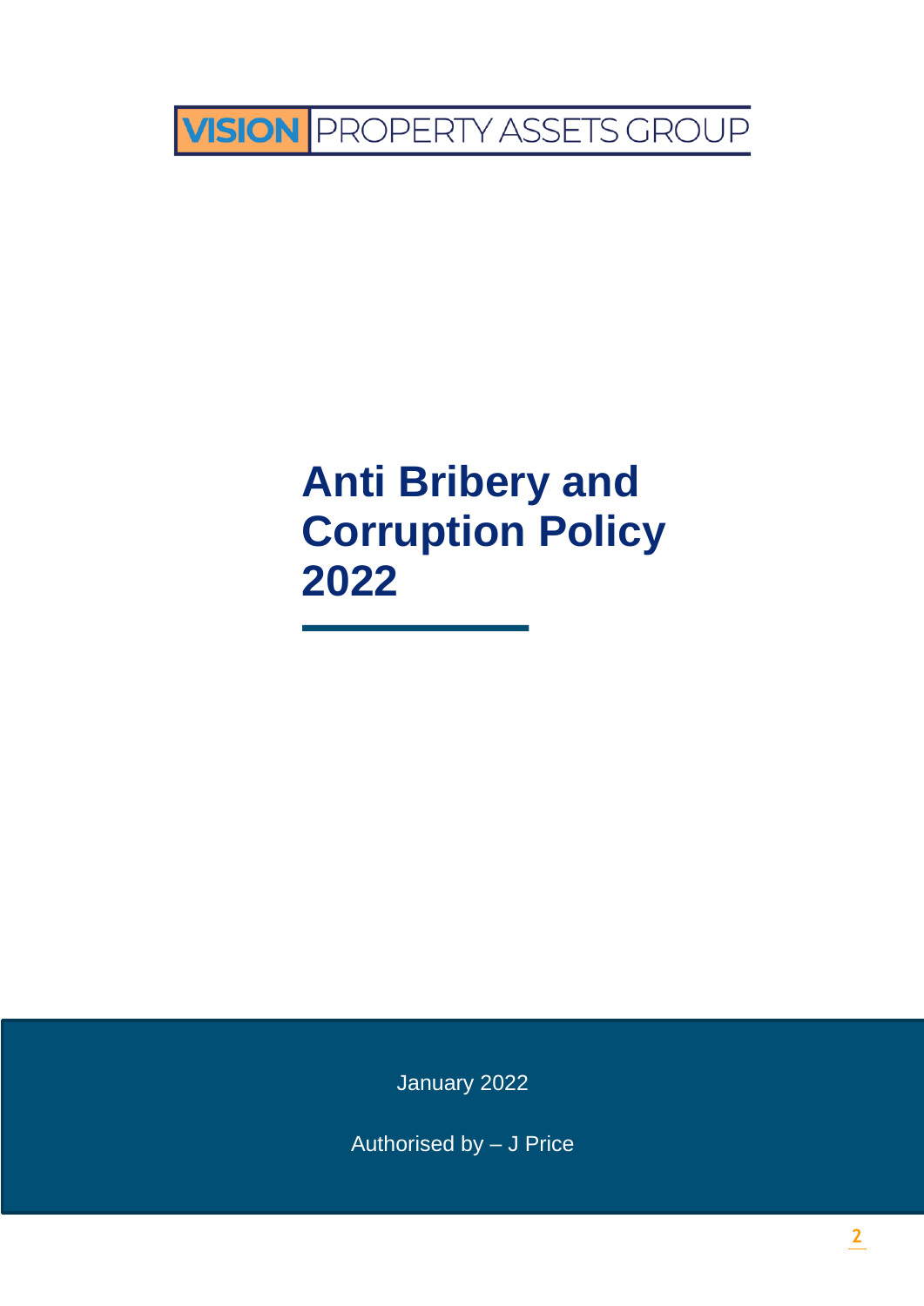VISION PROPERTY ASSETS GROUP

# Anti Bribery and Corruption Policy 2022

January 2022

Authorised by – J Price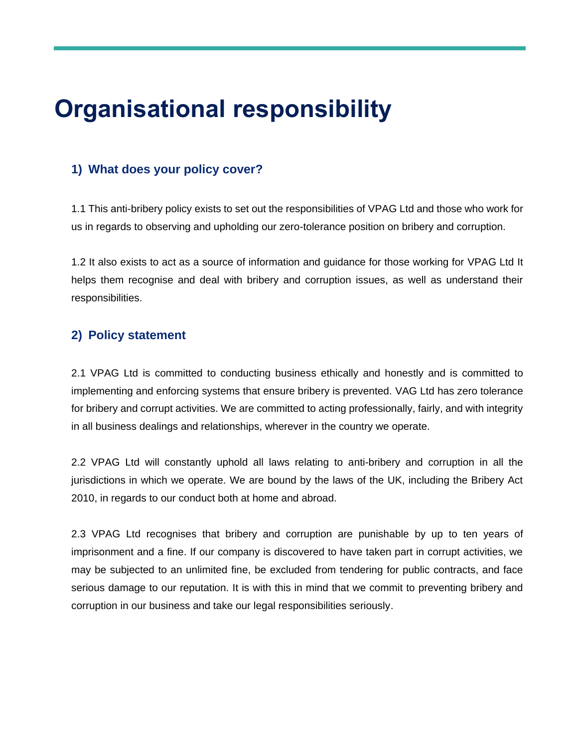# Organisational responsibility

## 1) What does your policy cover?

1.1 This anti-bribery policy exists to set out the responsibilities of VPAG Ltd and those who work for us in regards to observing and upholding our zero-tolerance position on bribery and corruption.

1.2 It also exists to act as a source of information and guidance for those working for VPAG Ltd It helps them recognise and deal with bribery and corruption issues, as well as understand their responsibilities.

## 2) Policy statement

2.1 VPAG Ltd is committed to conducting business ethically and honestly and is committed to implementing and enforcing systems that ensure bribery is prevented. VAG Ltd has zero tolerance for bribery and corrupt activities. We are committed to acting professionally, fairly, and with integrity in all business dealings and relationships, wherever in the country we operate.

2.2 VPAG Ltd will constantly uphold all laws relating to anti-bribery and corruption in all the jurisdictions in which we operate. We are bound by the laws of the UK, including the Bribery Act 2010, in regards to our conduct both at home and abroad.

2.3 VPAG Ltd recognises that bribery and corruption are punishable by up to ten years of imprisonment and a fine. If our company is discovered to have taken part in corrupt activities, we may be subjected to an unlimited fine, be excluded from tendering for public contracts, and face serious damage to our reputation. It is with this in mind that we commit to preventing bribery and corruption in our business and take our legal responsibilities seriously.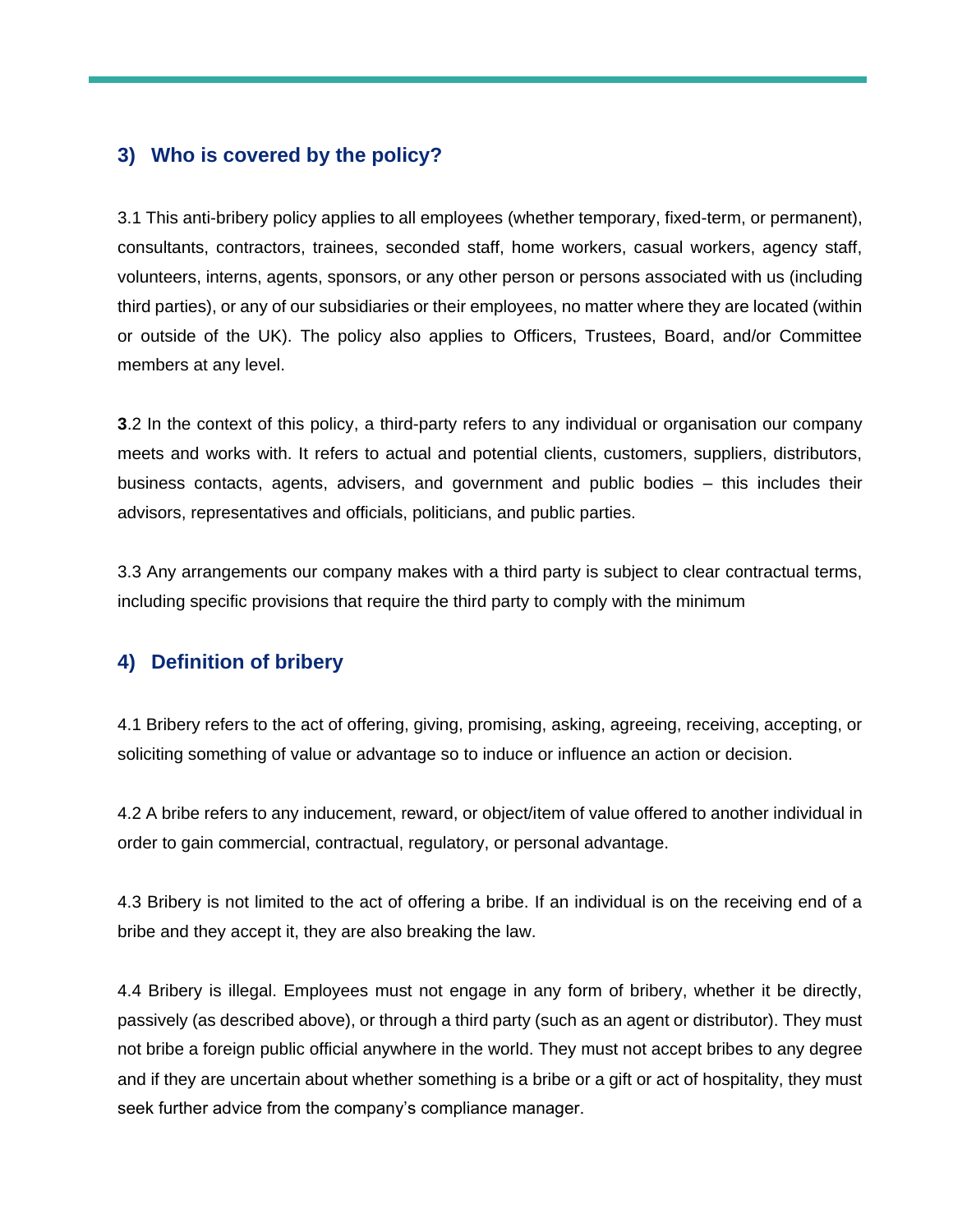## 3) Who is covered by the policy?

3.1 This anti-bribery policy applies to all employees (whether temporary, fixed-term, or permanent), consultants, contractors, trainees, seconded staff, home workers, casual workers, agency staff, volunteers, interns, agents, sponsors, or any other person or persons associated with us (including third parties), or any of our subsidiaries or their employees, no matter where they are located (within or outside of the UK). The policy also applies to Officers, Trustees, Board, and/or Committee members at any level.

**3**.2 In the context of this policy, a third-party refers to any individual or organisation our company meets and works with. It refers to actual and potential clients, customers, suppliers, distributors, business contacts, agents, advisers, and government and public bodies – this includes their advisors, representatives and officials, politicians, and public parties.

3.3 Any arrangements our company makes with a third party is subject to clear contractual terms, including specific provisions that require the third party to comply with the minimum

## 4) Definition of bribery

4.1 Bribery refers to the act of offering, giving, promising, asking, agreeing, receiving, accepting, or soliciting something of value or advantage so to induce or influence an action or decision.

4.2 A bribe refers to any inducement, reward, or object/item of value offered to another individual in order to gain commercial, contractual, regulatory, or personal advantage.

4.3 Bribery is not limited to the act of offering a bribe. If an individual is on the receiving end of a bribe and they accept it, they are also breaking the law.

4.4 Bribery is illegal. Employees must not engage in any form of bribery, whether it be directly, passively (as described above), or through a third party (such as an agent or distributor). They must not bribe a foreign public official anywhere in the world. They must not accept bribes to any degree and if they are uncertain about whether something is a bribe or a gift or act of hospitality, they must seek further advice from the company's compliance manager.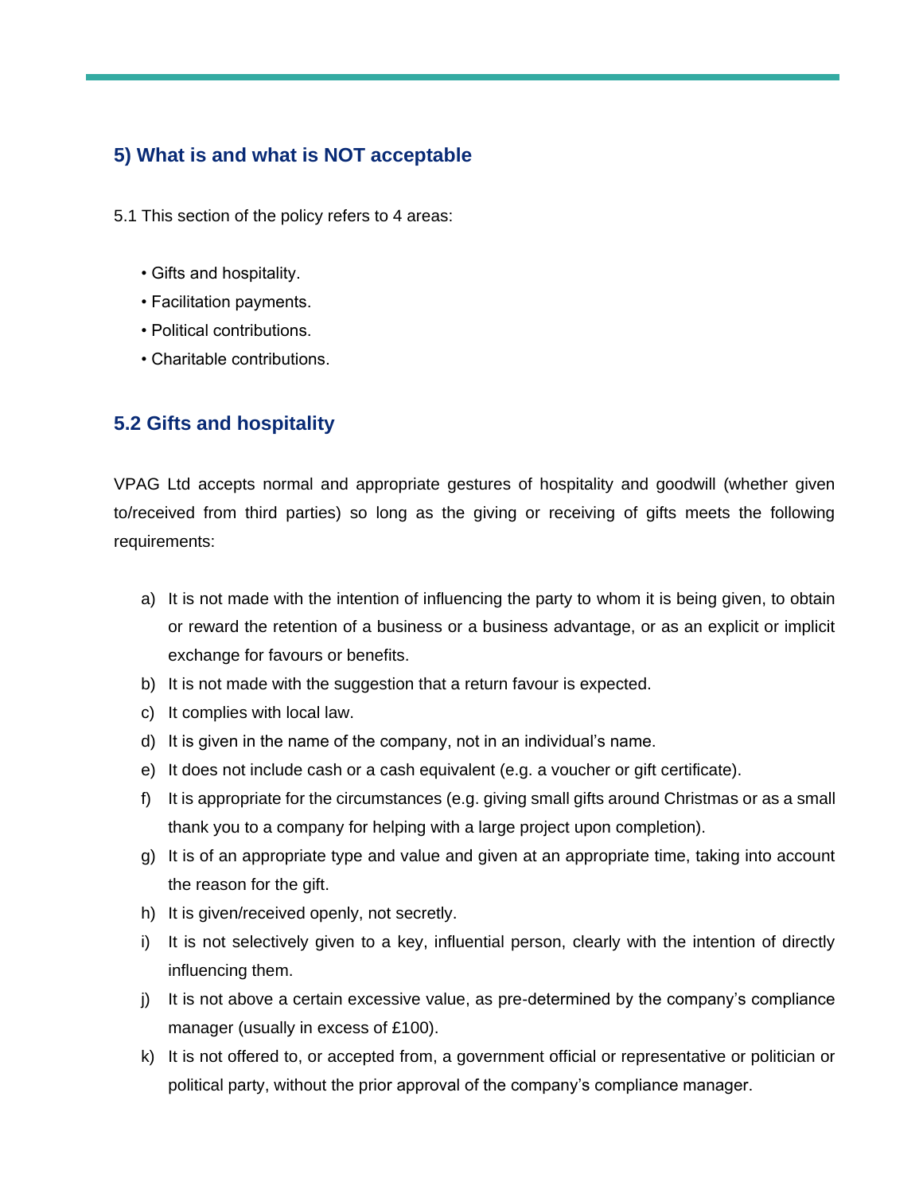## 5) What is and what is NOT acceptable

5.1 This section of the policy refers to 4 areas:

- Gifts and hospitality.
- Facilitation payments.
- Political contributions.
- Charitable contributions.

### 5.2 Gifts and hospitality

VPAG Ltd accepts normal and appropriate gestures of hospitality and goodwill (whether given to/received from third parties) so long as the giving or receiving of gifts meets the following requirements:

a) It is not made with the intention of influencing the party to whom it is being given, to obtain or reward the retention of a business or a business advantage, or as an explicit or implicit exchange for favours or benefits.

b) It is not made with the suggestion that a return favour is expected.

c) It complies with local law.

d) It is given in the name of the company, not in an individual's name.

e) It does not include cash or a cash equivalent (e.g. a voucher or gift certificate).

f) It is appropriate for the circumstances (e.g. giving small gifts around Christmas or as a small thank you to a company for helping with a large project upon completion).

g) It is of an appropriate type and value and given at an appropriate time, taking into account the reason for the gift.

h) It is given/received openly, not secretly.

i) It is not selectively given to a key, influential person, clearly with the intention of directly influencing them.

j) It is not above a certain excessive value, as pre-determined by the company's compliance manager (usually in excess of £100).

k) It is not offered to, or accepted from, a government official or representative or politician or political party, without the prior approval of the company's compliance manager.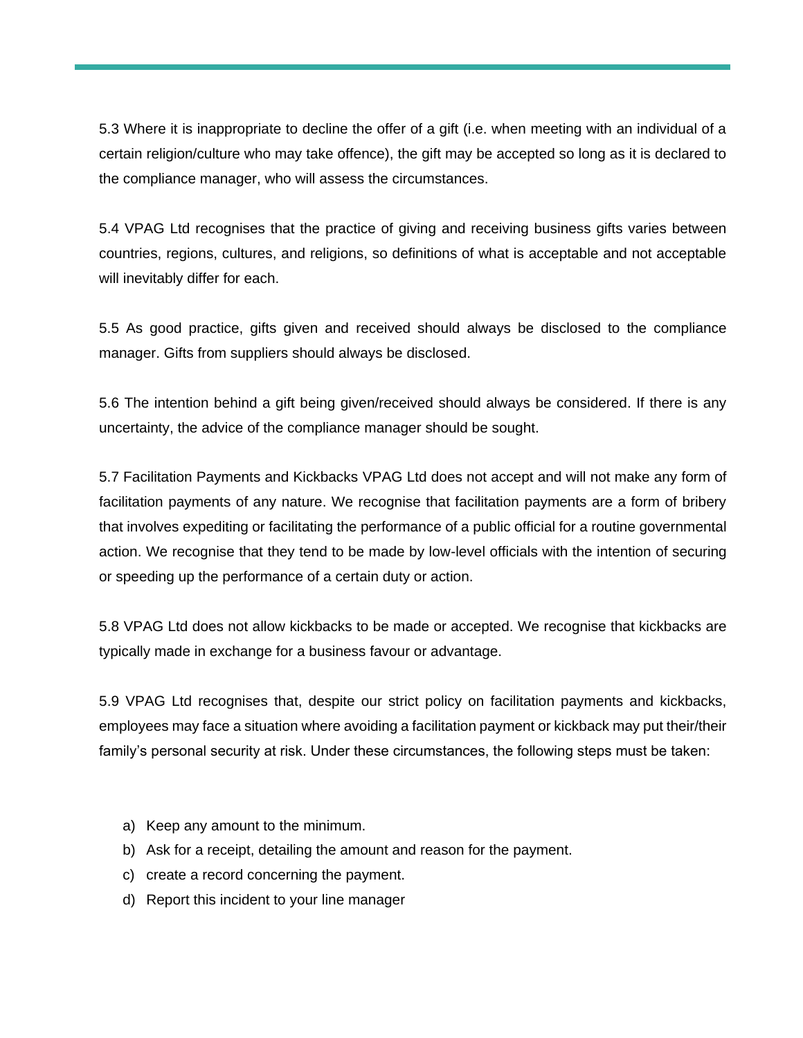5.3 Where it is inappropriate to decline the offer of a gift (i.e. when meeting with an individual of a certain religion/culture who may take offence), the gift may be accepted so long as it is declared to the compliance manager, who will assess the circumstances.

5.4 VPAG Ltd recognises that the practice of giving and receiving business gifts varies between countries, regions, cultures, and religions, so definitions of what is acceptable and not acceptable will inevitably differ for each.

5.5 As good practice, gifts given and received should always be disclosed to the compliance manager. Gifts from suppliers should always be disclosed.

5.6 The intention behind a gift being given/received should always be considered. If there is any uncertainty, the advice of the compliance manager should be sought.

5.7 Facilitation Payments and Kickbacks VPAG Ltd does not accept and will not make any form of facilitation payments of any nature. We recognise that facilitation payments are a form of bribery that involves expediting or facilitating the performance of a public official for a routine governmental action. We recognise that they tend to be made by low-level officials with the intention of securing or speeding up the performance of a certain duty or action.

5.8 VPAG Ltd does not allow kickbacks to be made or accepted. We recognise that kickbacks are typically made in exchange for a business favour or advantage.

5.9 VPAG Ltd recognises that, despite our strict policy on facilitation payments and kickbacks, employees may face a situation where avoiding a facilitation payment or kickback may put their/their family's personal security at risk. Under these circumstances, the following steps must be taken:

a) Keep any amount to the minimum.
b) Ask for a receipt, detailing the amount and reason for the payment.
c) create a record concerning the payment.
d) Report this incident to your line manager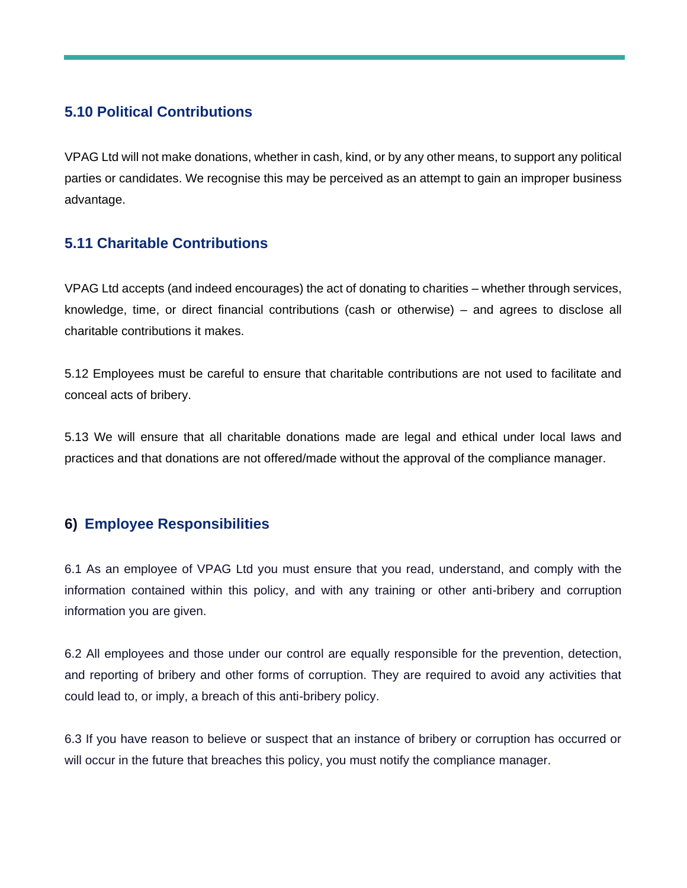### 5.10 Political Contributions

VPAG Ltd will not make donations, whether in cash, kind, or by any other means, to support any political parties or candidates. We recognise this may be perceived as an attempt to gain an improper business advantage.

### 5.11 Charitable Contributions

VPAG Ltd accepts (and indeed encourages) the act of donating to charities – whether through services, knowledge, time, or direct financial contributions (cash or otherwise) – and agrees to disclose all charitable contributions it makes.

5.12 Employees must be careful to ensure that charitable contributions are not used to facilitate and conceal acts of bribery.

5.13 We will ensure that all charitable donations made are legal and ethical under local laws and practices and that donations are not offered/made without the approval of the compliance manager.

## 6) Employee Responsibilities

6.1 As an employee of VPAG Ltd you must ensure that you read, understand, and comply with the information contained within this policy, and with any training or other anti-bribery and corruption information you are given.

6.2 All employees and those under our control are equally responsible for the prevention, detection, and reporting of bribery and other forms of corruption. They are required to avoid any activities that could lead to, or imply, a breach of this anti-bribery policy.

6.3 If you have reason to believe or suspect that an instance of bribery or corruption has occurred or will occur in the future that breaches this policy, you must notify the compliance manager.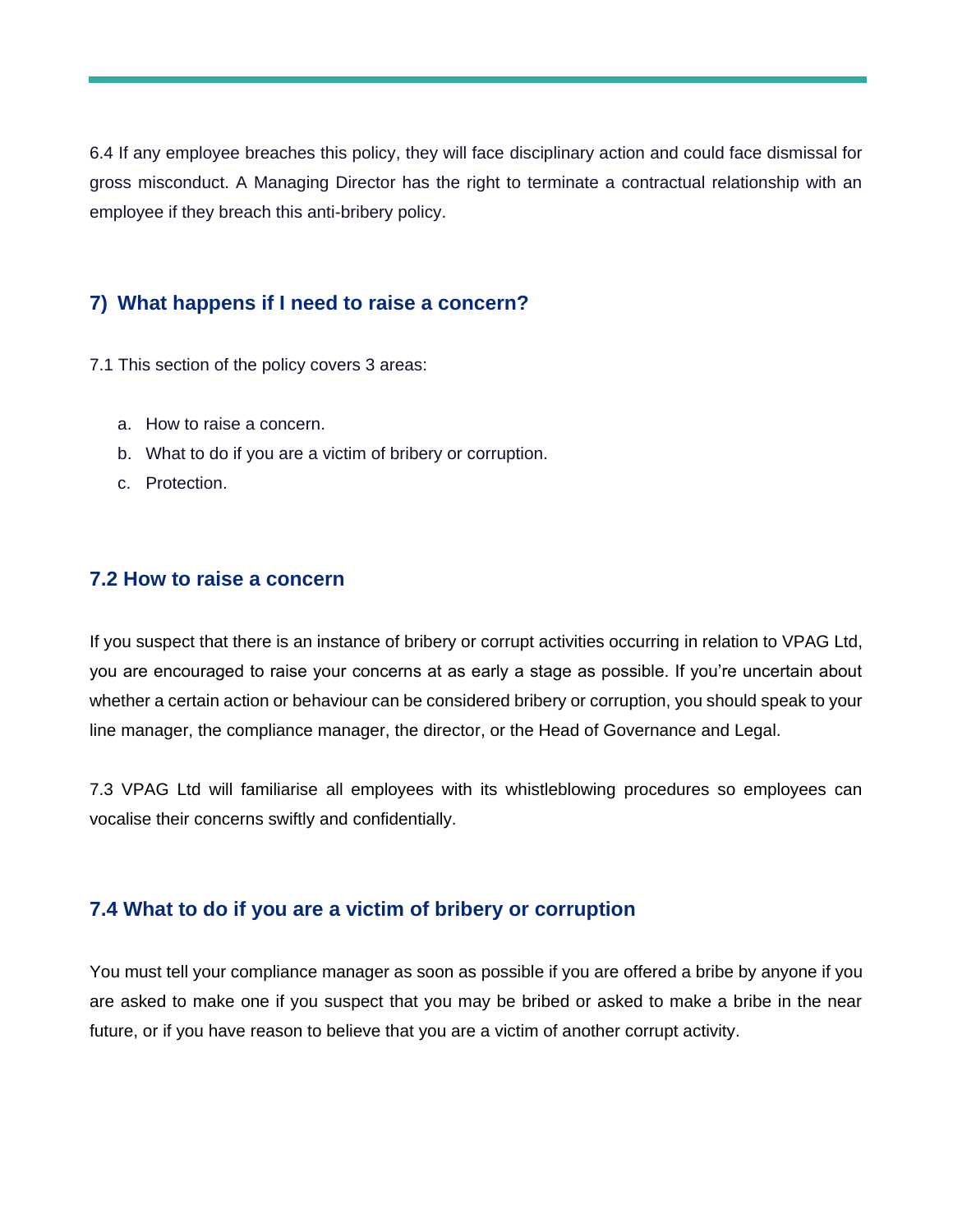6.4 If any employee breaches this policy, they will face disciplinary action and could face dismissal for gross misconduct. A Managing Director has the right to terminate a contractual relationship with an employee if they breach this anti-bribery policy.

## 7) What happens if I need to raise a concern?

7.1 This section of the policy covers 3 areas:

a. How to raise a concern.
b. What to do if you are a victim of bribery or corruption.
c. Protection.

### 7.2 How to raise a concern

If you suspect that there is an instance of bribery or corrupt activities occurring in relation to VPAG Ltd, you are encouraged to raise your concerns at as early a stage as possible. If you're uncertain about whether a certain action or behaviour can be considered bribery or corruption, you should speak to your line manager, the compliance manager, the director, or the Head of Governance and Legal.

7.3 VPAG Ltd will familiarise all employees with its whistleblowing procedures so employees can vocalise their concerns swiftly and confidentially.

### 7.4 What to do if you are a victim of bribery or corruption

You must tell your compliance manager as soon as possible if you are offered a bribe by anyone if you are asked to make one if you suspect that you may be bribed or asked to make a bribe in the near future, or if you have reason to believe that you are a victim of another corrupt activity.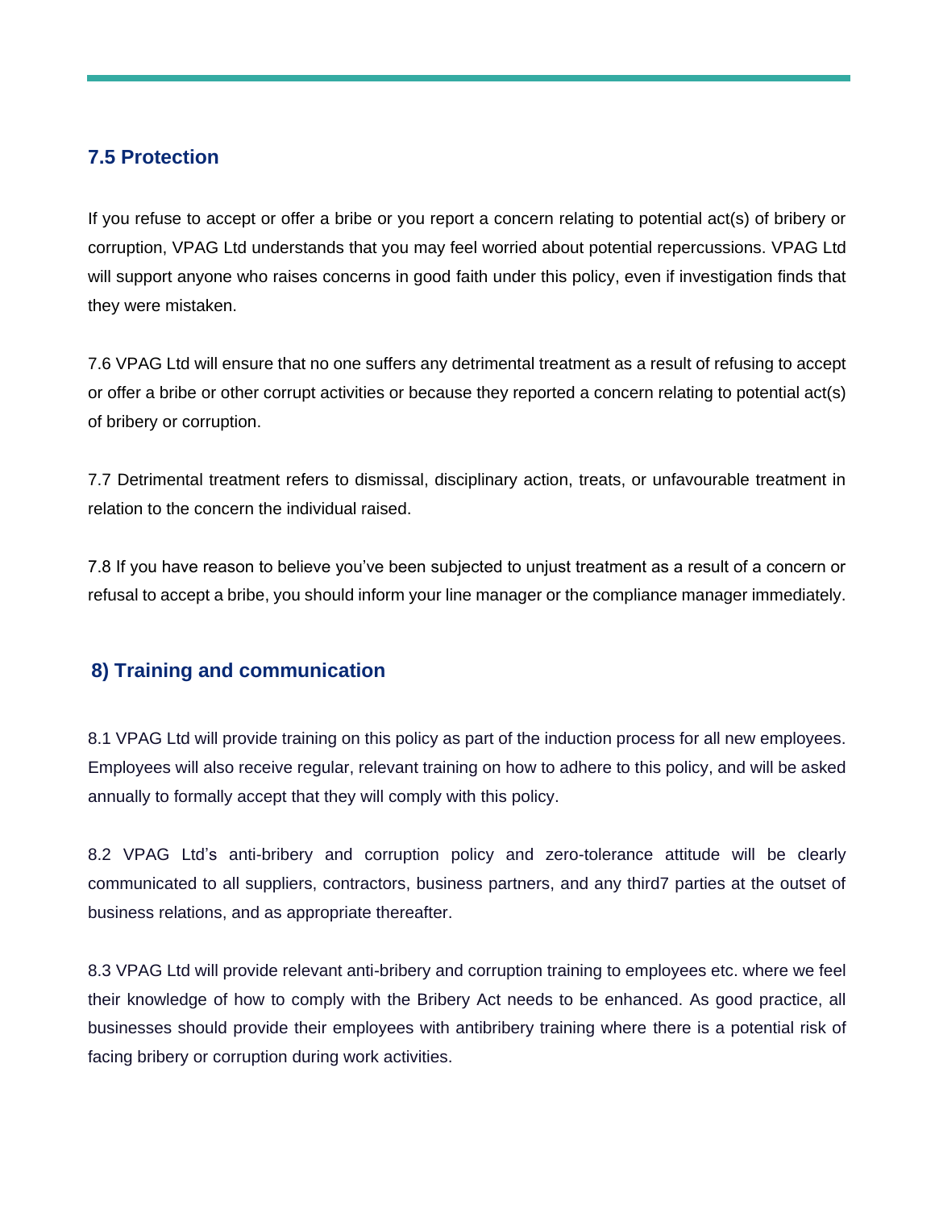### 7.5 Protection

If you refuse to accept or offer a bribe or you report a concern relating to potential act(s) of bribery or corruption, VPAG Ltd understands that you may feel worried about potential repercussions. VPAG Ltd will support anyone who raises concerns in good faith under this policy, even if investigation finds that they were mistaken.

7.6 VPAG Ltd will ensure that no one suffers any detrimental treatment as a result of refusing to accept or offer a bribe or other corrupt activities or because they reported a concern relating to potential act(s) of bribery or corruption.

7.7 Detrimental treatment refers to dismissal, disciplinary action, treats, or unfavourable treatment in relation to the concern the individual raised.

7.8 If you have reason to believe you've been subjected to unjust treatment as a result of a concern or refusal to accept a bribe, you should inform your line manager or the compliance manager immediately.

## 8) Training and communication

8.1 VPAG Ltd will provide training on this policy as part of the induction process for all new employees. Employees will also receive regular, relevant training on how to adhere to this policy, and will be asked annually to formally accept that they will comply with this policy.

8.2 VPAG Ltd's anti-bribery and corruption policy and zero-tolerance attitude will be clearly communicated to all suppliers, contractors, business partners, and any third7 parties at the outset of business relations, and as appropriate thereafter.

8.3 VPAG Ltd will provide relevant anti-bribery and corruption training to employees etc. where we feel their knowledge of how to comply with the Bribery Act needs to be enhanced. As good practice, all businesses should provide their employees with antibribery training where there is a potential risk of facing bribery or corruption during work activities.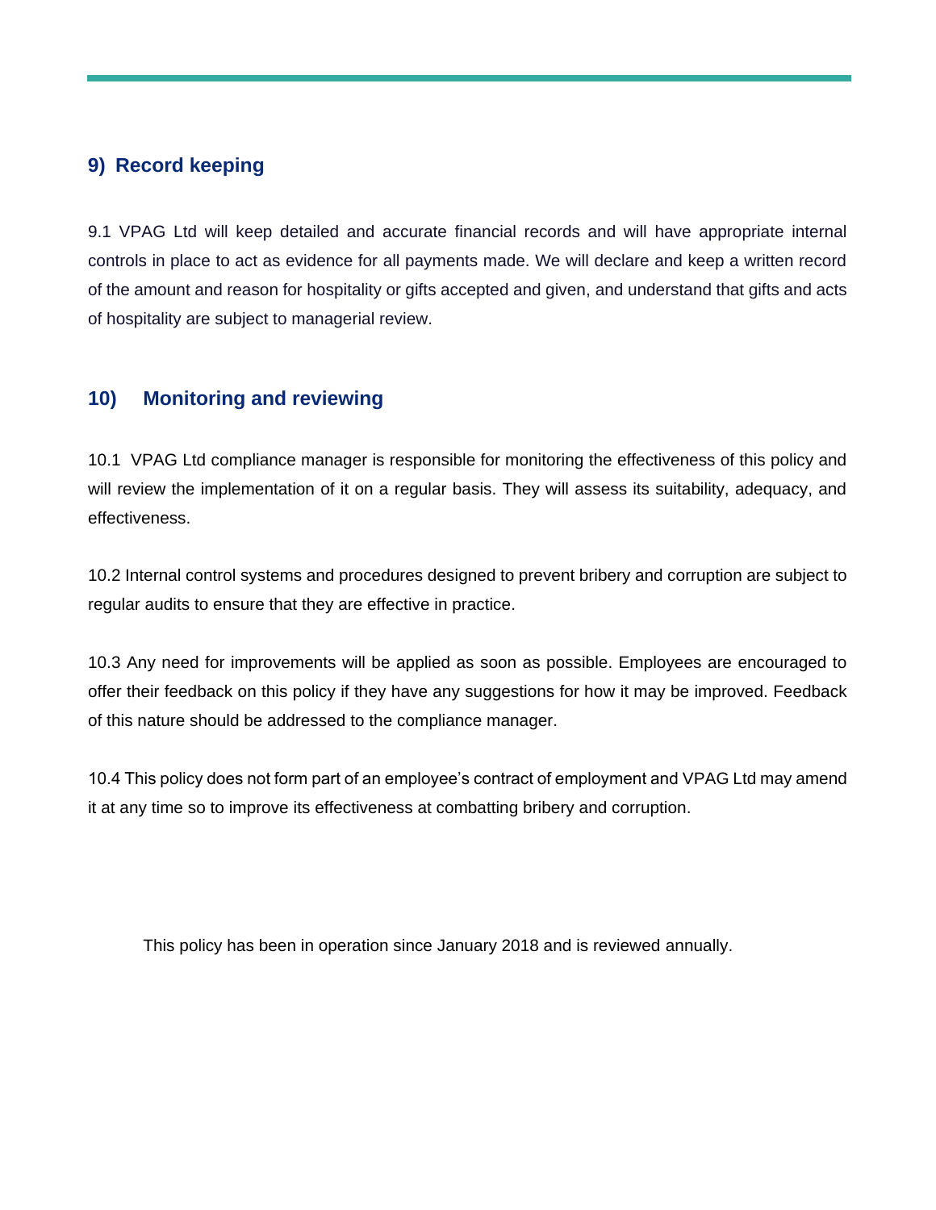## 9) Record keeping

9.1 VPAG Ltd will keep detailed and accurate financial records and will have appropriate internal controls in place to act as evidence for all payments made. We will declare and keep a written record of the amount and reason for hospitality or gifts accepted and given, and understand that gifts and acts of hospitality are subject to managerial review.

## 10) Monitoring and reviewing

10.1 VPAG Ltd compliance manager is responsible for monitoring the effectiveness of this policy and will review the implementation of it on a regular basis. They will assess its suitability, adequacy, and effectiveness.

10.2 Internal control systems and procedures designed to prevent bribery and corruption are subject to regular audits to ensure that they are effective in practice.

10.3 Any need for improvements will be applied as soon as possible. Employees are encouraged to offer their feedback on this policy if they have any suggestions for how it may be improved. Feedback of this nature should be addressed to the compliance manager.

10.4 This policy does not form part of an employee's contract of employment and VPAG Ltd may amend it at any time so to improve its effectiveness at combatting bribery and corruption.

This policy has been in operation since January 2018 and is reviewed annually.